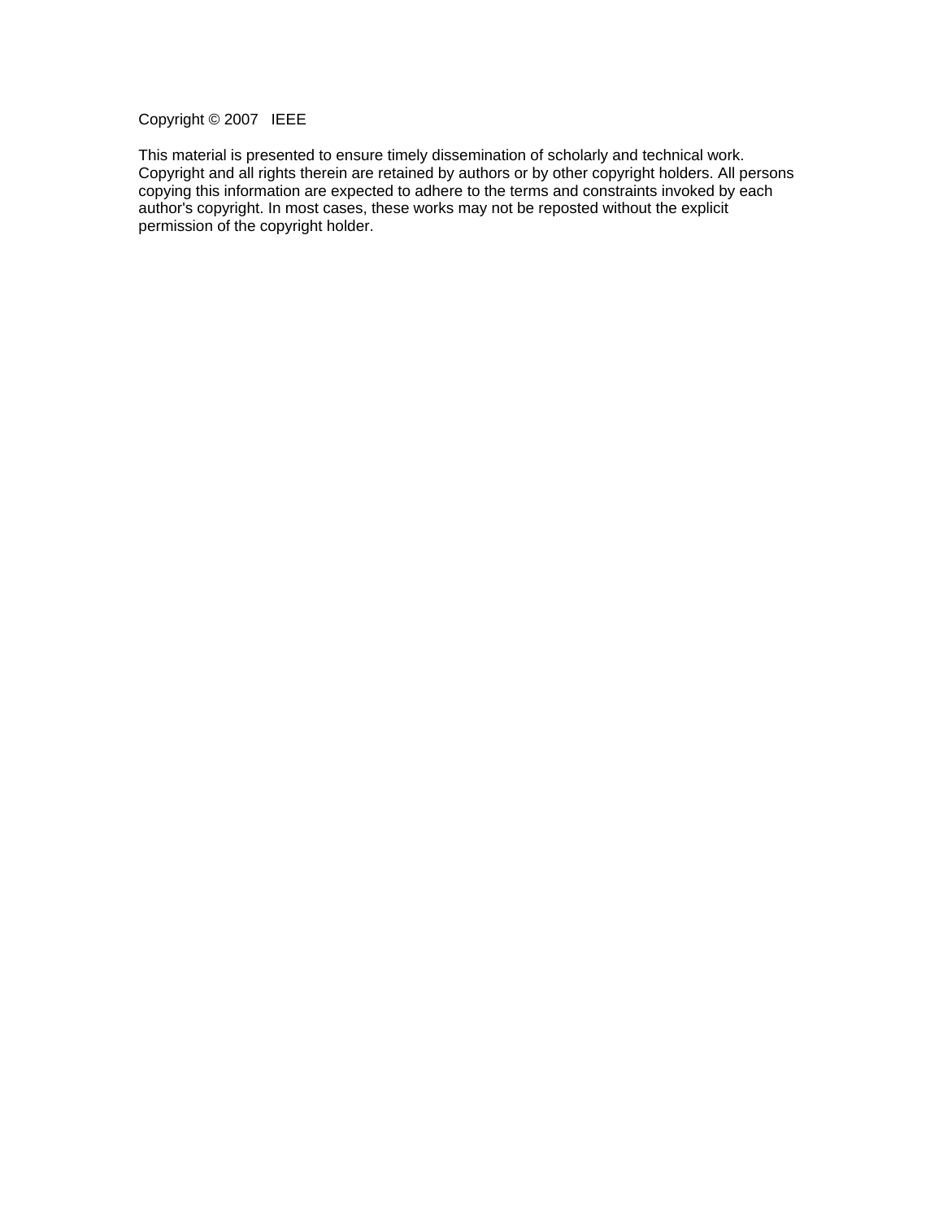Copyright © 2007 IEEE

This material is presented to ensure timely dissemination of scholarly and technical work. Copyright and all rights therein are retained by authors or by other copyright holders. All persons copying this information are expected to adhere to the terms and constraints invoked by each author's copyright. In most cases, these works may not be reposted without the explicit permission of the copyright holder.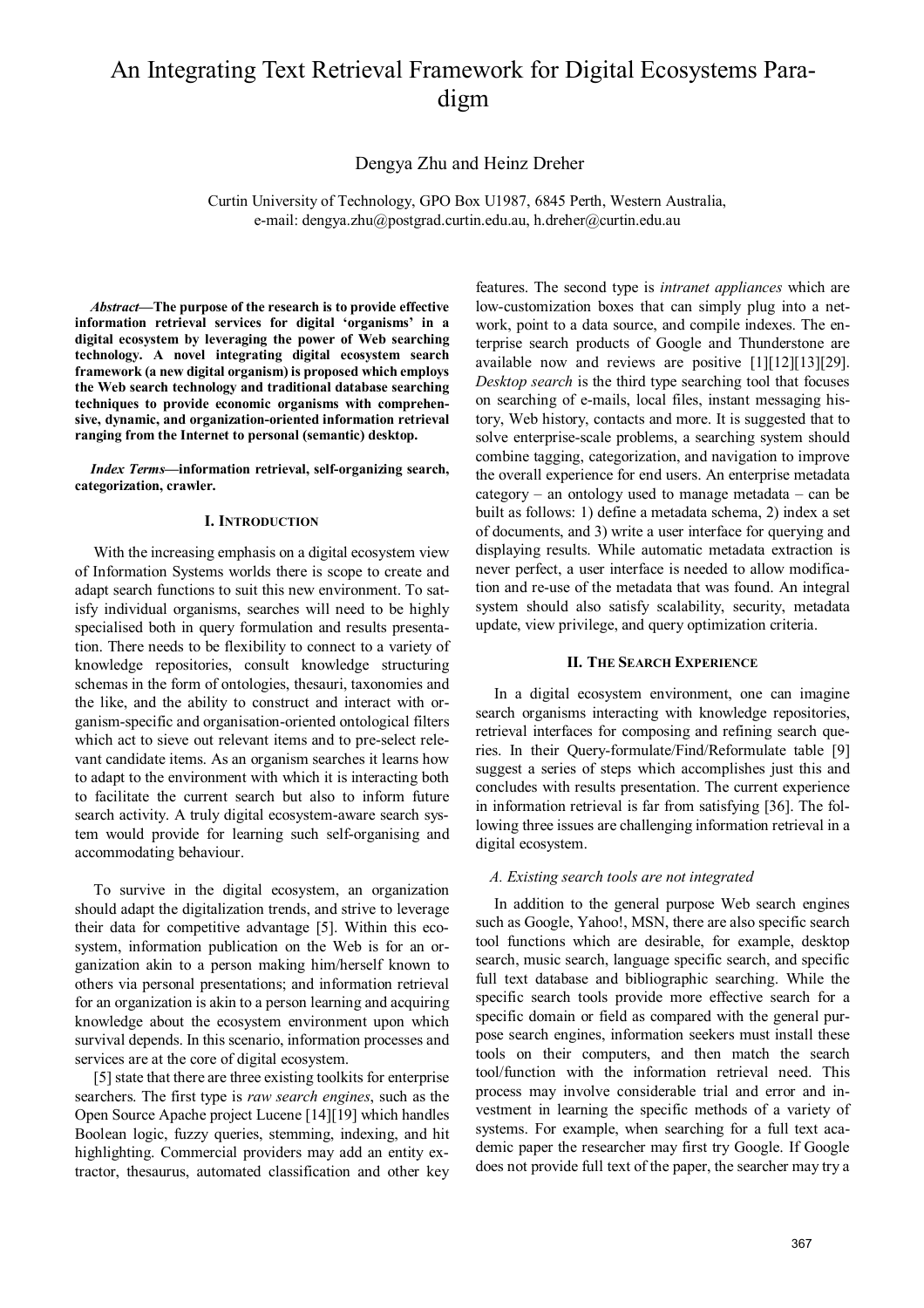# An Integrating Text Retrieval Framework for Digital Ecosystems Paradigm

Dengya Zhu and Heinz Dreher

Curtin University of Technology, GPO Box U1987, 6845 Perth, Western Australia,
e-mail: dengya.zhu@postgrad.curtin.edu.au, h.dreher@curtin.edu.au

***Abstract*—The purpose of the research is to provide effective information retrieval services for digital 'organisms' in a digital ecosystem by leveraging the power of Web searching technology. A novel integrating digital ecosystem search framework (a new digital organism) is proposed which employs the Web search technology and traditional database searching techniques to provide economic organisms with comprehensive, dynamic, and organization-oriented information retrieval ranging from the Internet to personal (semantic) desktop.**

***Index Terms*—information retrieval, self-organizing search, categorization, crawler.**

## I. Introduction

With the increasing emphasis on a digital ecosystem view of Information Systems worlds there is scope to create and adapt search functions to suit this new environment. To satisfy individual organisms, searches will need to be highly specialised both in query formulation and results presentation. There needs to be flexibility to connect to a variety of knowledge repositories, consult knowledge structuring schemas in the form of ontologies, thesauri, taxonomies and the like, and the ability to construct and interact with organism-specific and organisation-oriented ontological filters which act to sieve out relevant items and to pre-select relevant candidate items. As an organism searches it learns how to adapt to the environment with which it is interacting both to facilitate the current search but also to inform future search activity. A truly digital ecosystem-aware search system would provide for learning such self-organising and accommodating behaviour.

To survive in the digital ecosystem, an organization should adapt the digitalization trends, and strive to leverage their data for competitive advantage [5]. Within this ecosystem, information publication on the Web is for an organization akin to a person making him/herself known to others via personal presentations; and information retrieval for an organization is akin to a person learning and acquiring knowledge about the ecosystem environment upon which survival depends. In this scenario, information processes and services are at the core of digital ecosystem.

[5] state that there are three existing toolkits for enterprise searchers. The first type is *raw search engines*, such as the Open Source Apache project Lucene [14][19] which handles Boolean logic, fuzzy queries, stemming, indexing, and hit highlighting. Commercial providers may add an entity extractor, thesaurus, automated classification and other key features. The second type is *intranet appliances* which are low-customization boxes that can simply plug into a network, point to a data source, and compile indexes. The enterprise search products of Google and Thunderstone are available now and reviews are positive [1][12][13][29]. *Desktop search* is the third type searching tool that focuses on searching of e-mails, local files, instant messaging history, Web history, contacts and more. It is suggested that to solve enterprise-scale problems, a searching system should combine tagging, categorization, and navigation to improve the overall experience for end users. An enterprise metadata category – an ontology used to manage metadata – can be built as follows: 1) define a metadata schema, 2) index a set of documents, and 3) write a user interface for querying and displaying results. While automatic metadata extraction is never perfect, a user interface is needed to allow modification and re-use of the metadata that was found. An integral system should also satisfy scalability, security, metadata update, view privilege, and query optimization criteria.

## II. The Search Experience

In a digital ecosystem environment, one can imagine search organisms interacting with knowledge repositories, retrieval interfaces for composing and refining search queries. In their Query-formulate/Find/Reformulate table [9] suggest a series of steps which accomplishes just this and concludes with results presentation. The current experience in information retrieval is far from satisfying [36]. The following three issues are challenging information retrieval in a digital ecosystem.

### A. Existing search tools are not integrated

In addition to the general purpose Web search engines such as Google, Yahoo!, MSN, there are also specific search tool functions which are desirable, for example, desktop search, music search, language specific search, and specific full text database and bibliographic searching. While the specific search tools provide more effective search for a specific domain or field as compared with the general purpose search engines, information seekers must install these tools on their computers, and then match the search tool/function with the information retrieval need. This process may involve considerable trial and error and investment in learning the specific methods of a variety of systems. For example, when searching for a full text academic paper the researcher may first try Google. If Google does not provide full text of the paper, the searcher may try a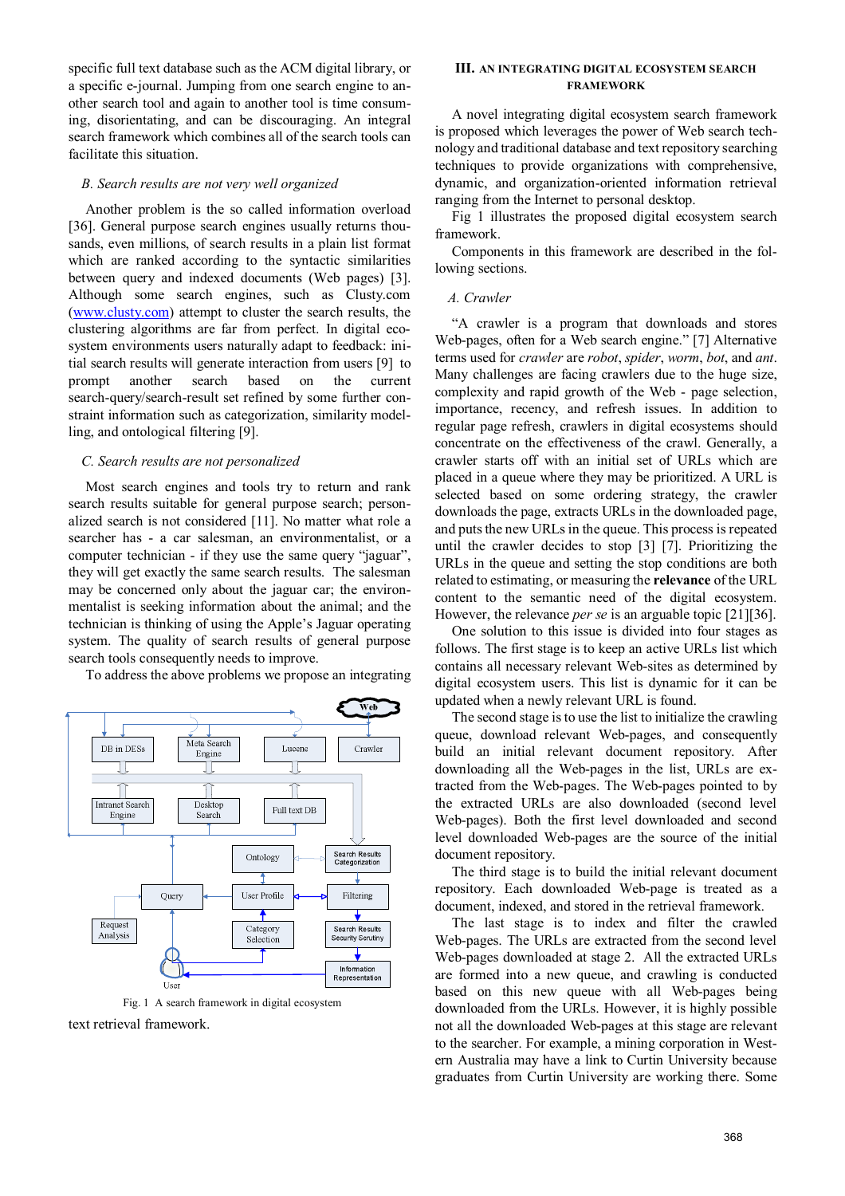specific full text database such as the ACM digital library, or a specific e-journal. Jumping from one search engine to another search tool and again to another tool is time consuming, disorientating, and can be discouraging. An integral search framework which combines all of the search tools can facilitate this situation.

### *B. Search results are not very well organized*

Another problem is the so called information overload [36]. General purpose search engines usually returns thousands, even millions, of search results in a plain list format which are ranked according to the syntactic similarities between query and indexed documents (Web pages) [3]. Although some search engines, such as Clusty.com (www.clusty.com) attempt to cluster the search results, the clustering algorithms are far from perfect. In digital ecosystem environments users naturally adapt to feedback: initial search results will generate interaction from users [9] to prompt another search based on the current search-query/search-result set refined by some further constraint information such as categorization, similarity modelling, and ontological filtering [9].

### *C. Search results are not personalized*

Most search engines and tools try to return and rank search results suitable for general purpose search; personalized search is not considered [11]. No matter what role a searcher has - a car salesman, an environmentalist, or a computer technician - if they use the same query "jaguar", they will get exactly the same search results. The salesman may be concerned only about the jaguar car; the environmentalist is seeking information about the animal; and the technician is thinking of using the Apple's Jaguar operating system. The quality of search results of general purpose search tools consequently needs to improve.

To address the above problems we propose an integrating text retrieval framework.

Fig. 1 A search framework in digital ecosystem

## III. AN INTEGRATING DIGITAL ECOSYSTEM SEARCH FRAMEWORK

A novel integrating digital ecosystem search framework is proposed which leverages the power of Web search technology and traditional database and text repository searching techniques to provide organizations with comprehensive, dynamic, and organization-oriented information retrieval ranging from the Internet to personal desktop.

Fig 1 illustrates the proposed digital ecosystem search framework.

Components in this framework are described in the following sections.

### *A. Crawler*

"A crawler is a program that downloads and stores Web-pages, often for a Web search engine." [7] Alternative terms used for *crawler* are *robot*, *spider*, *worm*, *bot*, and *ant*. Many challenges are facing crawlers due to the huge size, complexity and rapid growth of the Web - page selection, importance, recency, and refresh issues. In addition to regular page refresh, crawlers in digital ecosystems should concentrate on the effectiveness of the crawl. Generally, a crawler starts off with an initial set of URLs which are placed in a queue where they may be prioritized. A URL is selected based on some ordering strategy, the crawler downloads the page, extracts URLs in the downloaded page, and puts the new URLs in the queue. This process is repeated until the crawler decides to stop [3] [7]. Prioritizing the URLs in the queue and setting the stop conditions are both related to estimating, or measuring the **relevance** of the URL content to the semantic need of the digital ecosystem. However, the relevance *per se* is an arguable topic [21][36].

One solution to this issue is divided into four stages as follows. The first stage is to keep an active URLs list which contains all necessary relevant Web-sites as determined by digital ecosystem users. This list is dynamic for it can be updated when a newly relevant URL is found.

The second stage is to use the list to initialize the crawling queue, download relevant Web-pages, and consequently build an initial relevant document repository. After downloading all the Web-pages in the list, URLs are extracted from the Web-pages. The Web-pages pointed to by the extracted URLs are also downloaded (second level Web-pages). Both the first level downloaded and second level downloaded Web-pages are the source of the initial document repository.

The third stage is to build the initial relevant document repository. Each downloaded Web-page is treated as a document, indexed, and stored in the retrieval framework.

The last stage is to index and filter the crawled Web-pages. The URLs are extracted from the second level Web-pages downloaded at stage 2. All the extracted URLs are formed into a new queue, and crawling is conducted based on this new queue with all Web-pages being downloaded from the URLs. However, it is highly possible not all the downloaded Web-pages at this stage are relevant to the searcher. For example, a mining corporation in Western Australia may have a link to Curtin University because graduates from Curtin University are working there. Some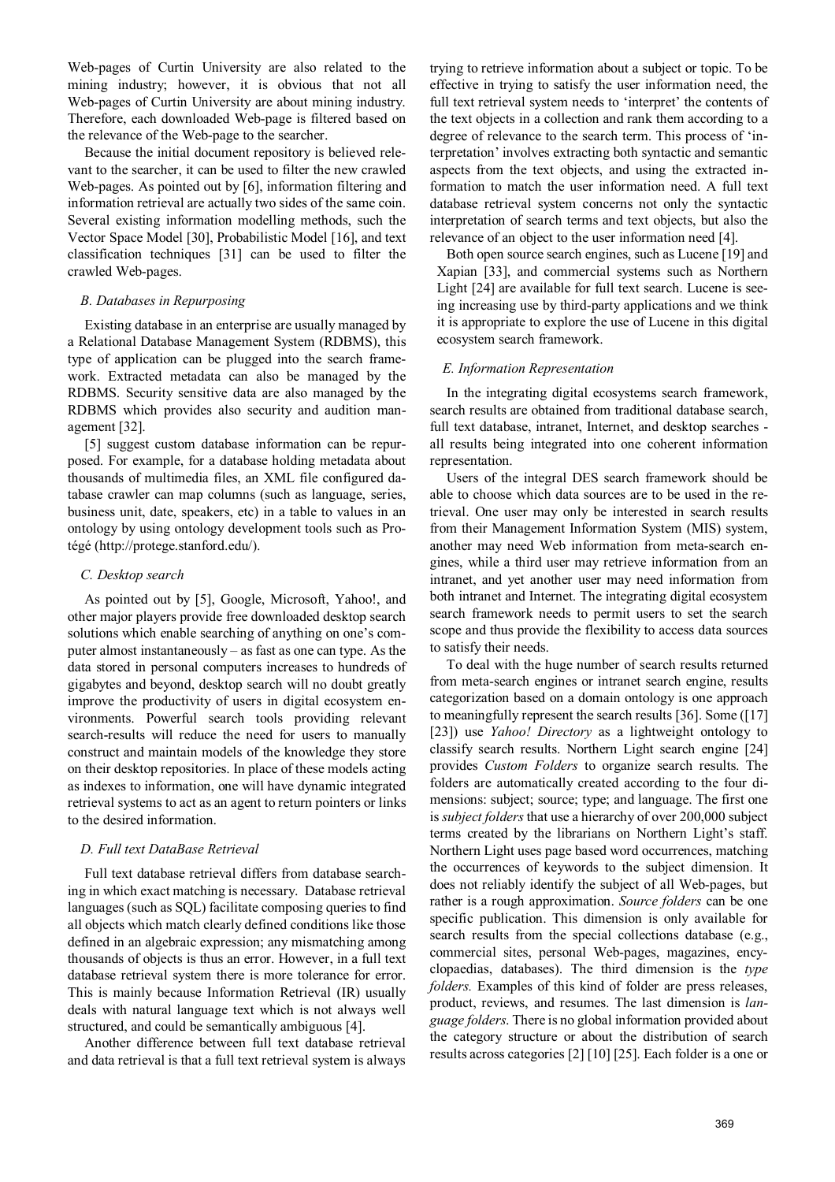Web-pages of Curtin University are also related to the mining industry; however, it is obvious that not all Web-pages of Curtin University are about mining industry. Therefore, each downloaded Web-page is filtered based on the relevance of the Web-page to the searcher.

Because the initial document repository is believed relevant to the searcher, it can be used to filter the new crawled Web-pages. As pointed out by [6], information filtering and information retrieval are actually two sides of the same coin. Several existing information modelling methods, such the Vector Space Model [30], Probabilistic Model [16], and text classification techniques [31] can be used to filter the crawled Web-pages.

### *B. Databases in Repurposing*

Existing database in an enterprise are usually managed by a Relational Database Management System (RDBMS), this type of application can be plugged into the search framework. Extracted metadata can also be managed by the RDBMS. Security sensitive data are also managed by the RDBMS which provides also security and audition management [32].

[5] suggest custom database information can be repurposed. For example, for a database holding metadata about thousands of multimedia files, an XML file configured database crawler can map columns (such as language, series, business unit, date, speakers, etc) in a table to values in an ontology by using ontology development tools such as Protégé (http://protege.stanford.edu/).

### *C. Desktop search*

As pointed out by [5], Google, Microsoft, Yahoo!, and other major players provide free downloaded desktop search solutions which enable searching of anything on one's computer almost instantaneously – as fast as one can type. As the data stored in personal computers increases to hundreds of gigabytes and beyond, desktop search will no doubt greatly improve the productivity of users in digital ecosystem environments. Powerful search tools providing relevant search-results will reduce the need for users to manually construct and maintain models of the knowledge they store on their desktop repositories. In place of these models acting as indexes to information, one will have dynamic integrated retrieval systems to act as an agent to return pointers or links to the desired information.

### *D. Full text DataBase Retrieval*

Full text database retrieval differs from database searching in which exact matching is necessary. Database retrieval languages (such as SQL) facilitate composing queries to find all objects which match clearly defined conditions like those defined in an algebraic expression; any mismatching among thousands of objects is thus an error. However, in a full text database retrieval system there is more tolerance for error. This is mainly because Information Retrieval (IR) usually deals with natural language text which is not always well structured, and could be semantically ambiguous [4].

Another difference between full text database retrieval and data retrieval is that a full text retrieval system is always trying to retrieve information about a subject or topic. To be effective in trying to satisfy the user information need, the full text retrieval system needs to 'interpret' the contents of the text objects in a collection and rank them according to a degree of relevance to the search term. This process of 'interpretation' involves extracting both syntactic and semantic aspects from the text objects, and using the extracted information to match the user information need. A full text database retrieval system concerns not only the syntactic interpretation of search terms and text objects, but also the relevance of an object to the user information need [4].

Both open source search engines, such as Lucene [19] and Xapian [33], and commercial systems such as Northern Light [24] are available for full text search. Lucene is seeing increasing use by third-party applications and we think it is appropriate to explore the use of Lucene in this digital ecosystem search framework.

### *E. Information Representation*

In the integrating digital ecosystems search framework, search results are obtained from traditional database search, full text database, intranet, Internet, and desktop searches - all results being integrated into one coherent information representation.

Users of the integral DES search framework should be able to choose which data sources are to be used in the retrieval. One user may only be interested in search results from their Management Information System (MIS) system, another may need Web information from meta-search engines, while a third user may retrieve information from an intranet, and yet another user may need information from both intranet and Internet. The integrating digital ecosystem search framework needs to permit users to set the search scope and thus provide the flexibility to access data sources to satisfy their needs.

To deal with the huge number of search results returned from meta-search engines or intranet search engine, results categorization based on a domain ontology is one approach to meaningfully represent the search results [36]. Some ([17] [23]) use *Yahoo! Directory* as a lightweight ontology to classify search results. Northern Light search engine [24] provides *Custom Folders* to organize search results. The folders are automatically created according to the four dimensions: subject; source; type; and language. The first one is *subject folders* that use a hierarchy of over 200,000 subject terms created by the librarians on Northern Light's staff. Northern Light uses page based word occurrences, matching the occurrences of keywords to the subject dimension. It does not reliably identify the subject of all Web-pages, but rather is a rough approximation. *Source folders* can be one specific publication. This dimension is only available for search results from the special collections database (e.g., commercial sites, personal Web-pages, magazines, encyclopaedias, databases). The third dimension is the *type folders.* Examples of this kind of folder are press releases, product, reviews, and resumes. The last dimension is *language folders*. There is no global information provided about the category structure or about the distribution of search results across categories [2] [10] [25]. Each folder is a one or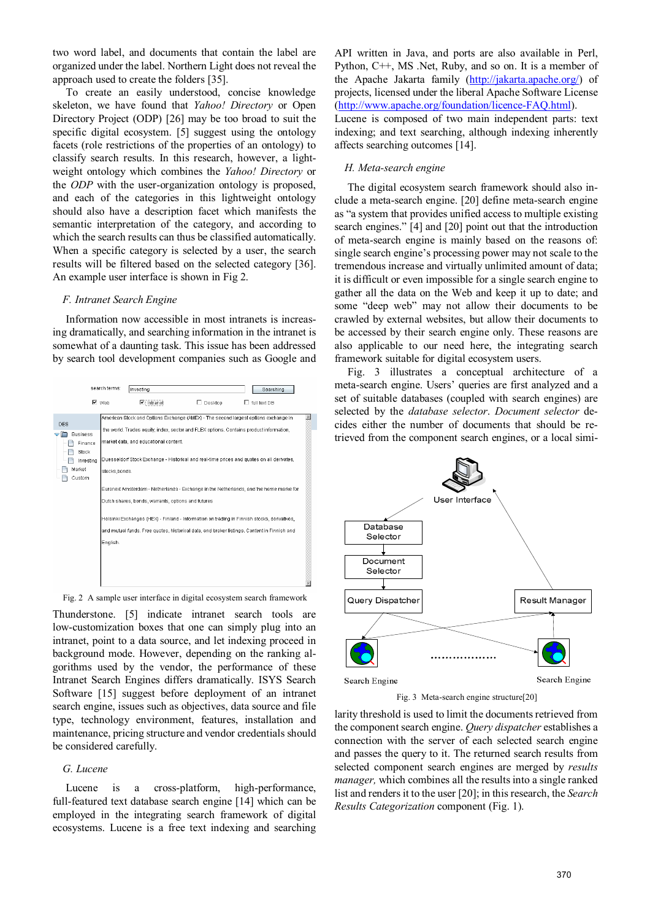two word label, and documents that contain the label are organized under the label. Northern Light does not reveal the approach used to create the folders [35].

To create an easily understood, concise knowledge skeleton, we have found that *Yahoo! Directory* or Open Directory Project (ODP) [26] may be too broad to suit the specific digital ecosystem. [5] suggest using the ontology facets (role restrictions of the properties of an ontology) to classify search results. In this research, however, a lightweight ontology which combines the *Yahoo! Directory* or the *ODP* with the user-organization ontology is proposed, and each of the categories in this lightweight ontology should also have a description facet which manifests the semantic interpretation of the category, and according to which the search results can thus be classified automatically. When a specific category is selected by a user, the search results will be filtered based on the selected category [36]. An example user interface is shown in Fig 2.

### *F. Intranet Search Engine*

Information now accessible in most intranets is increasing dramatically, and searching information in the intranet is somewhat of a daunting task. This issue has been addressed by search tool development companies such as Google and Thunderstone. [5] indicate intranet search tools are low-customization boxes that one can simply plug into an intranet, point to a data source, and let indexing proceed in background mode. However, depending on the ranking algorithms used by the vendor, the performance of these Intranet Search Engines differs dramatically. ISYS Search Software [15] suggest before deployment of an intranet search engine, issues such as objectives, data source and file type, technology environment, features, installation and maintenance, pricing structure and vendor credentials should be considered carefully.

Fig. 2 A sample user interface in digital ecosystem search framework

### *G. Lucene*

Lucene is a cross-platform, high-performance, full-featured text database search engine [14] which can be employed in the integrating search framework of digital ecosystems. Lucene is a free text indexing and searching API written in Java, and ports are also available in Perl, Python, C++, MS .Net, Ruby, and so on. It is a member of the Apache Jakarta family (http://jakarta.apache.org/) of projects, licensed under the liberal Apache Software License (http://www.apache.org/foundation/licence-FAQ.html). Lucene is composed of two main independent parts: text indexing; and text searching, although indexing inherently affects searching outcomes [14].

### *H. Meta-search engine*

The digital ecosystem search framework should also include a meta-search engine. [20] define meta-search engine as "a system that provides unified access to multiple existing search engines." [4] and [20] point out that the introduction of meta-search engine is mainly based on the reasons of: single search engine's processing power may not scale to the tremendous increase and virtually unlimited amount of data; it is difficult or even impossible for a single search engine to gather all the data on the Web and keep it up to date; and some "deep web" may not allow their documents to be crawled by external websites, but allow their documents to be accessed by their search engine only. These reasons are also applicable to our need here, the integrating search framework suitable for digital ecosystem users.

Fig. 3 illustrates a conceptual architecture of a meta-search engine. Users' queries are first analyzed and a set of suitable databases (coupled with search engines) are selected by the *database selector*. *Document selector* decides either the number of documents that should be retrieved from the component search engines, or a local similarity threshold is used to limit the documents retrieved from the component search engine. *Query dispatcher* establishes a connection with the server of each selected search engine and passes the query to it. The returned search results from selected component search engines are merged by *results manager,* which combines all the results into a single ranked list and renders it to the user [20]; in this research, the *Search Results Categorization* component (Fig. 1).

Fig. 3 Meta-search engine structure[20]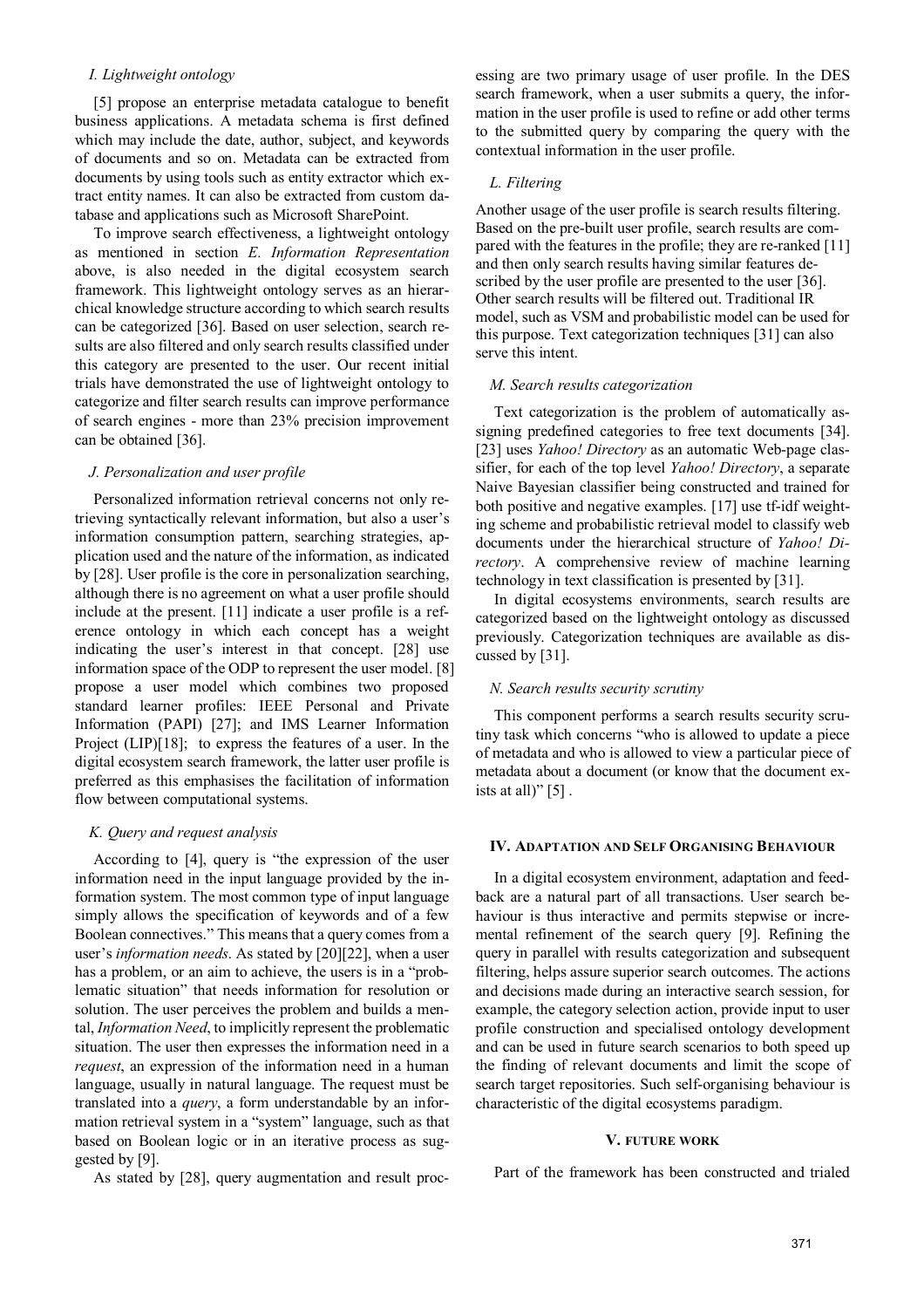### I. Lightweight ontology

[5] propose an enterprise metadata catalogue to benefit business applications. A metadata schema is first defined which may include the date, author, subject, and keywords of documents and so on. Metadata can be extracted from documents by using tools such as entity extractor which extract entity names. It can also be extracted from custom database and applications such as Microsoft SharePoint.

To improve search effectiveness, a lightweight ontology as mentioned in section *E. Information Representation* above, is also needed in the digital ecosystem search framework. This lightweight ontology serves as an hierarchical knowledge structure according to which search results can be categorized [36]. Based on user selection, search results are also filtered and only search results classified under this category are presented to the user. Our recent initial trials have demonstrated the use of lightweight ontology to categorize and filter search results can improve performance of search engines - more than 23% precision improvement can be obtained [36].

### J. Personalization and user profile

Personalized information retrieval concerns not only retrieving syntactically relevant information, but also a user's information consumption pattern, searching strategies, application used and the nature of the information, as indicated by [28]. User profile is the core in personalization searching, although there is no agreement on what a user profile should include at the present. [11] indicate a user profile is a reference ontology in which each concept has a weight indicating the user's interest in that concept. [28] use information space of the ODP to represent the user model. [8] propose a user model which combines two proposed standard learner profiles: IEEE Personal and Private Information (PAPI) [27]; and IMS Learner Information Project (LIP)[18]; to express the features of a user. In the digital ecosystem search framework, the latter user profile is preferred as this emphasises the facilitation of information flow between computational systems.

### K. Query and request analysis

According to [4], query is "the expression of the user information need in the input language provided by the information system. The most common type of input language simply allows the specification of keywords and of a few Boolean connectives." This means that a query comes from a user's *information needs*. As stated by [20][22], when a user has a problem, or an aim to achieve, the users is in a "problematic situation" that needs information for resolution or solution. The user perceives the problem and builds a mental, *Information Need*, to implicitly represent the problematic situation. The user then expresses the information need in a *request*, an expression of the information need in a human language, usually in natural language. The request must be translated into a *query*, a form understandable by an information retrieval system in a "system" language, such as that based on Boolean logic or in an iterative process as suggested by [9].

As stated by [28], query augmentation and result processing are two primary usage of user profile. In the DES search framework, when a user submits a query, the information in the user profile is used to refine or add other terms to the submitted query by comparing the query with the contextual information in the user profile.

### L. Filtering

Another usage of the user profile is search results filtering. Based on the pre-built user profile, search results are compared with the features in the profile; they are re-ranked [11] and then only search results having similar features described by the user profile are presented to the user [36]. Other search results will be filtered out. Traditional IR model, such as VSM and probabilistic model can be used for this purpose. Text categorization techniques [31] can also serve this intent.

### M. Search results categorization

Text categorization is the problem of automatically assigning predefined categories to free text documents [34]. [23] uses *Yahoo! Directory* as an automatic Web-page classifier, for each of the top level *Yahoo! Directory*, a separate Naive Bayesian classifier being constructed and trained for both positive and negative examples. [17] use tf-idf weighting scheme and probabilistic retrieval model to classify web documents under the hierarchical structure of *Yahoo! Directory*. A comprehensive review of machine learning technology in text classification is presented by [31].

In digital ecosystems environments, search results are categorized based on the lightweight ontology as discussed previously. Categorization techniques are available as discussed by [31].

### N. Search results security scrutiny

This component performs a search results security scrutiny task which concerns "who is allowed to update a piece of metadata and who is allowed to view a particular piece of metadata about a document (or know that the document exists at all)" [5] .

## IV. Adaptation and Self Organising Behaviour

In a digital ecosystem environment, adaptation and feedback are a natural part of all transactions. User search behaviour is thus interactive and permits stepwise or incremental refinement of the search query [9]. Refining the query in parallel with results categorization and subsequent filtering, helps assure superior search outcomes. The actions and decisions made during an interactive search session, for example, the category selection action, provide input to user profile construction and specialised ontology development and can be used in future search scenarios to both speed up the finding of relevant documents and limit the scope of search target repositories. Such self-organising behaviour is characteristic of the digital ecosystems paradigm.

## V. Future Work

Part of the framework has been constructed and trialed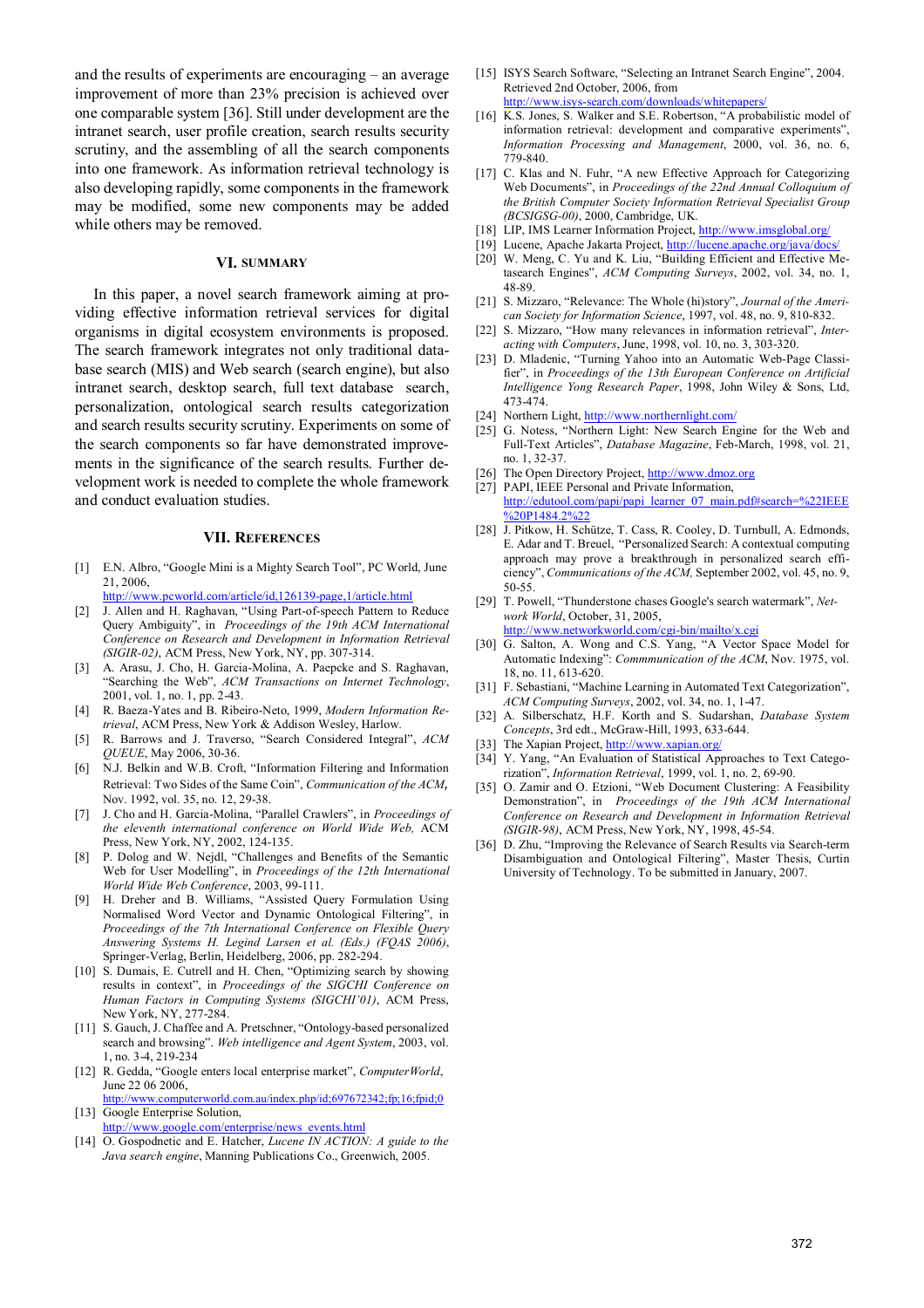and the results of experiments are encouraging – an average improvement of more than 23% precision is achieved over one comparable system [36]. Still under development are the intranet search, user profile creation, search results security scrutiny, and the assembling of all the search components into one framework. As information retrieval technology is also developing rapidly, some components in the framework may be modified, some new components may be added while others may be removed.

## VI. Summary

In this paper, a novel search framework aiming at providing effective information retrieval services for digital organisms in digital ecosystem environments is proposed. The search framework integrates not only traditional database search (MIS) and Web search (search engine), but also intranet search, desktop search, full text database search, personalization, ontological search results categorization and search results security scrutiny. Experiments on some of the search components so far have demonstrated improvements in the significance of the search results. Further development work is needed to complete the whole framework and conduct evaluation studies.

## VII. References

[1] E.N. Albro, "Google Mini is a Mighty Search Tool", PC World, June 21, 2006, http://www.pcworld.com/article/id,126139-page,1/article.html

[2] J. Allen and H. Raghavan, "Using Part-of-speech Pattern to Reduce Query Ambiguity", in *Proceedings of the 19th ACM International Conference on Research and Development in Information Retrieval (SIGIR-02)*, ACM Press, New York, NY, pp. 307-314.

[3] A. Arasu, J. Cho, H. Garcia-Molina, A. Paepcke and S. Raghavan, "Searching the Web", *ACM Transactions on Internet Technology*, 2001, vol. 1, no. 1, pp. 2-43.

[4] R. Baeza-Yates and B. Ribeiro-Neto, 1999, *Modern Information Retrieval*, ACM Press, New York & Addison Wesley, Harlow.

[5] R. Barrows and J. Traverso, "Search Considered Integral", *ACM QUEUE*, May 2006, 30-36.

[6] N.J. Belkin and W.B. Croft, "Information Filtering and Information Retrieval: Two Sides of the Same Coin", *Communication of the ACM,* Nov. 1992, vol. 35, no. 12, 29-38.

[7] J. Cho and H. Garcia-Molina, "Parallel Crawlers", in *Proceedings of the eleventh international conference on World Wide Web,* ACM Press, New York, NY, 2002, 124-135.

[8] P. Dolog and W. Nejdl, "Challenges and Benefits of the Semantic Web for User Modelling", in *Proceedings of the 12th International World Wide Web Conference*, 2003, 99-111.

[9] H. Dreher and B. Williams, "Assisted Query Formulation Using Normalised Word Vector and Dynamic Ontological Filtering", in *Proceedings of the 7th International Conference on Flexible Query Answering Systems H. Legind Larsen et al. (Eds.) (FQAS 2006)*, Springer-Verlag, Berlin, Heidelberg, 2006, pp. 282-294.

[10] S. Dumais, E. Cutrell and H. Chen, "Optimizing search by showing results in context", in *Proceedings of the SIGCHI Conference on Human Factors in Computing Systems (SIGCHI'01)*, ACM Press, New York, NY, 277-284.

[11] S. Gauch, J. Chaffee and A. Pretschner, "Ontology-based personalized search and browsing". *Web intelligence and Agent System*, 2003, vol. 1, no. 3-4, 219-234

[12] R. Gedda, "Google enters local enterprise market", *ComputerWorld*, June 22 06 2006, http://www.computerworld.com.au/index.php/id;697672342;fp;16;fpid;0

[13] Google Enterprise Solution, http://www.google.com/enterprise/news_events.html

[14] O. Gospodnetic and E. Hatcher, *Lucene IN ACTION: A guide to the Java search engine*, Manning Publications Co., Greenwich, 2005.

[15] ISYS Search Software, "Selecting an Intranet Search Engine", 2004. Retrieved 2nd October, 2006, from http://www.isys-search.com/downloads/whitepapers/

[16] K.S. Jones, S. Walker and S.E. Robertson, "A probabilistic model of information retrieval: development and comparative experiments", *Information Processing and Management*, 2000, vol. 36, no. 6, 779-840.

[17] C. Klas and N. Fuhr, "A new Effective Approach for Categorizing Web Documents", in *Proceedings of the 22nd Annual Colloquium of the British Computer Society Information Retrieval Specialist Group (BCSIGSG-00)*, 2000, Cambridge, UK.

[18] LIP, IMS Learner Information Project, http://www.imsglobal.org/

[19] Lucene, Apache Jakarta Project, http://lucene.apache.org/java/docs/

[20] W. Meng, C. Yu and K. Liu, "Building Efficient and Effective Metasearch Engines", *ACM Computing Surveys*, 2002, vol. 34, no. 1, 48-89.

[21] S. Mizzaro, "Relevance: The Whole (hi)story", *Journal of the American Society for Information Science*, 1997, vol. 48, no. 9, 810-832.

[22] S. Mizzaro, "How many relevances in information retrieval", *Interacting with Computers*, June, 1998, vol. 10, no. 3, 303-320.

[23] D. Mladenic, "Turning Yahoo into an Automatic Web-Page Classifier", in *Proceedings of the 13th European Conference on Artificial Intelligence Yong Research Paper*, 1998, John Wiley & Sons, Ltd, 473-474.

[24] Northern Light, http://www.northernlight.com/

[25] G. Notess, "Northern Light: New Search Engine for the Web and Full-Text Articles", *Database Magazine*, Feb-March, 1998, vol. 21, no. 1, 32-37.

[26] The Open Directory Project, http://www.dmoz.org

[27] PAPI, IEEE Personal and Private Information, http://edutool.com/papi/papi_learner_07_main.pdf#search=%22IEEE%20P1484.2%22

[28] J. Pitkow, H. Schütze, T. Cass, R. Cooley, D. Turnbull, A. Edmonds, E. Adar and T. Breuel, "Personalized Search: A contextual computing approach may prove a breakthrough in personalized search efficiency", *Communications of the ACM,* September 2002, vol. 45, no. 9, 50-55.

[29] T. Powell, "Thunderstone chases Google's search watermark", *Network World*, October, 31, 2005, http://www.networkworld.com/cgi-bin/mailto/x.cgi

[30] G. Salton, A. Wong and C.S. Yang, "A Vector Space Model for Automatic Indexing": *Commmunication of the ACM*, Nov. 1975, vol. 18, no. 11, 613-620.

[31] F. Sebastiani, "Machine Learning in Automated Text Categorization", *ACM Computing Surveys*, 2002, vol. 34, no. 1, 1-47.

[32] A. Silberschatz, H.F. Korth and S. Sudarshan, *Database System Concepts*, 3rd edt., McGraw-Hill, 1993, 633-644.

[33] The Xapian Project, http://www.xapian.org/

[34] Y. Yang, "An Evaluation of Statistical Approaches to Text Categorization", *Information Retrieval*, 1999, vol. 1, no. 2, 69-90.

[35] O. Zamir and O. Etzioni, "Web Document Clustering: A Feasibility Demonstration", in *Proceedings of the 19th ACM International Conference on Research and Development in Information Retrieval (SIGIR-98)*, ACM Press, New York, NY, 1998, 45-54.

[36] D. Zhu, "Improving the Relevance of Search Results via Search-term Disambiguation and Ontological Filtering", Master Thesis, Curtin University of Technology. To be submitted in January, 2007.